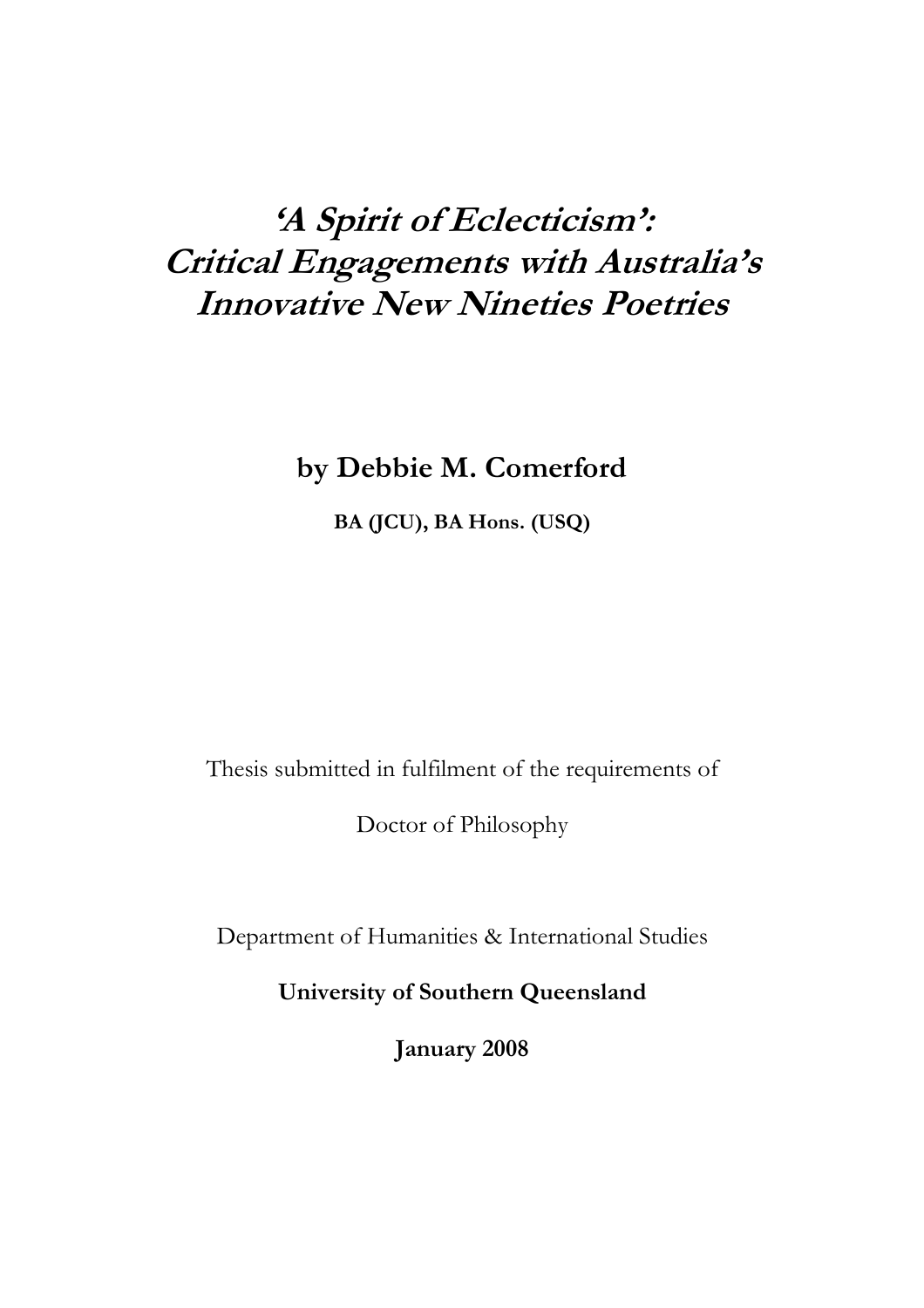# *'A Spirit of Eclecticism': Critical Engagements with Australia's Innovative New Nineties Poetries*

**by Debbie M. Comerford**

**BA (JCU), BA Hons. (USQ)**

Thesis submitted in fulfilment of the requirements of

Doctor of Philosophy

Department of Humanities & International Studies

**University of Southern Queensland**

**January 2008**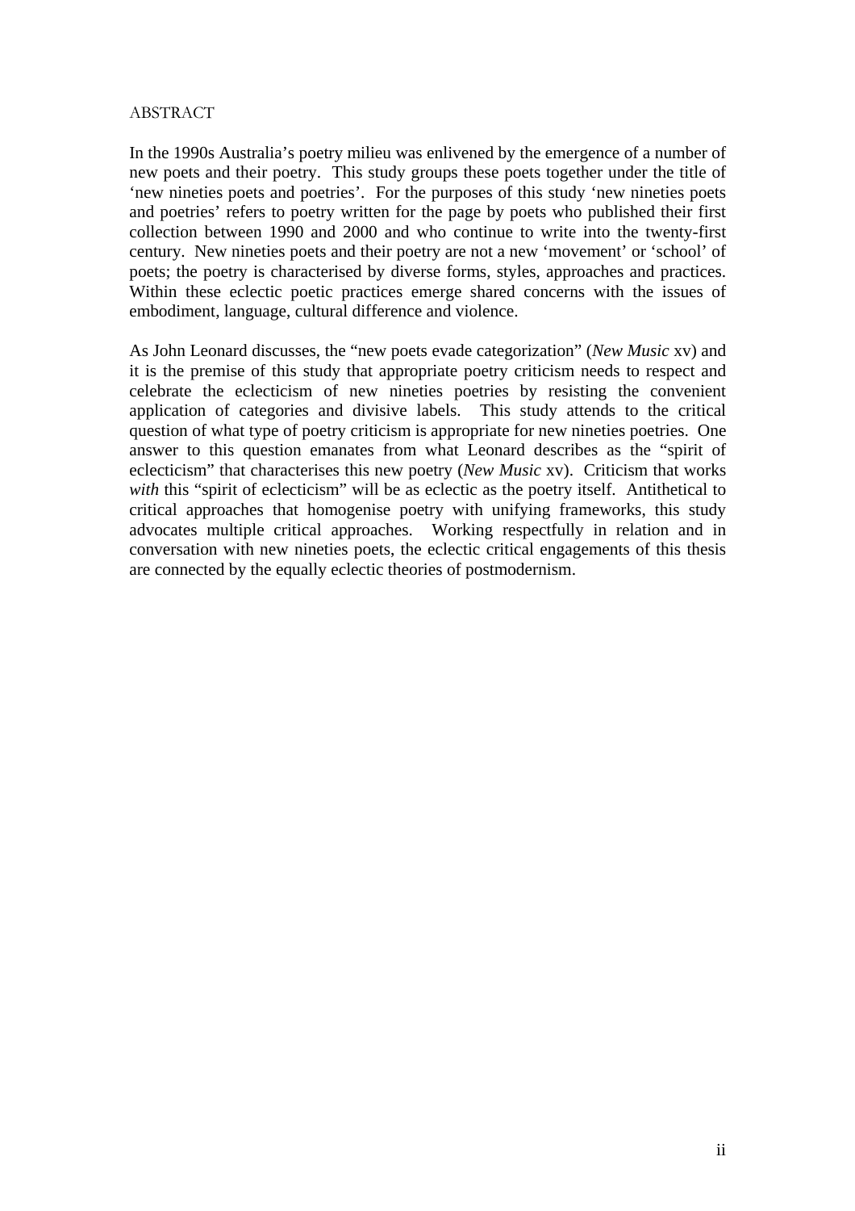# ABSTRACT

In the 1990s Australia's poetry milieu was enlivened by the emergence of a number of new poets and their poetry. This study groups these poets together under the title of 'new nineties poets and poetries'. For the purposes of this study 'new nineties poets and poetries' refers to poetry written for the page by poets who published their first collection between 1990 and 2000 and who continue to write into the twenty-first century. New nineties poets and their poetry are not a new 'movement' or 'school' of poets; the poetry is characterised by diverse forms, styles, approaches and practices. Within these eclectic poetic practices emerge shared concerns with the issues of embodiment, language, cultural difference and violence.

As John Leonard discusses, the "new poets evade categorization" (*New Music* xv) and it is the premise of this study that appropriate poetry criticism needs to respect and celebrate the eclecticism of new nineties poetries by resisting the convenient application of categories and divisive labels. This study attends to the critical question of what type of poetry criticism is appropriate for new nineties poetries. One answer to this question emanates from what Leonard describes as the "spirit of eclecticism" that characterises this new poetry (*New Music* xv). Criticism that works *with* this "spirit of eclecticism" will be as eclectic as the poetry itself. Antithetical to critical approaches that homogenise poetry with unifying frameworks, this study advocates multiple critical approaches. Working respectfully in relation and in conversation with new nineties poets, the eclectic critical engagements of this thesis are connected by the equally eclectic theories of postmodernism.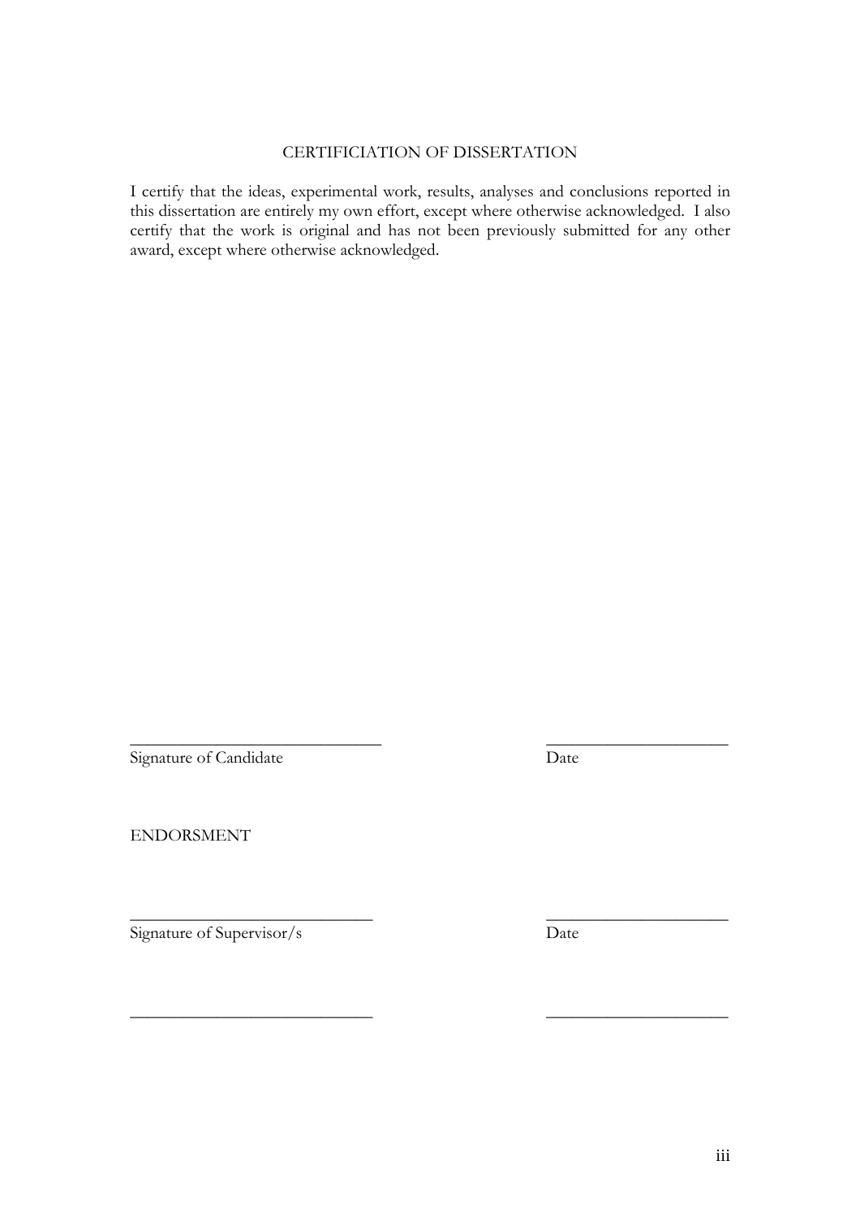## CERTIFICIATION OF DISSERTATION

I certify that the ideas, experimental work, results, analyses and conclusions reported in this dissertation are entirely my own effort, except where otherwise acknowledged. I also certify that the work is original and has not been previously submitted for any other award, except where otherwise acknowledged.

\_\_\_\_\_\_\_\_\_\_\_\_\_\_\_\_\_\_\_\_\_\_\_\_\_\_\_\_ \_\_\_\_\_\_\_\_\_\_\_\_\_\_\_\_\_\_\_\_

Signature of Candidate Date

ENDORSMENT

\_\_\_\_\_\_\_\_\_\_\_\_\_\_\_\_\_\_\_\_\_\_\_\_\_\_\_ \_\_\_\_\_\_\_\_\_\_\_\_\_\_\_\_\_\_\_\_

Signature of Supervisor/s Date

\_\_\_\_\_\_\_\_\_\_\_\_\_\_\_\_\_\_\_\_\_\_\_\_\_\_\_ \_\_\_\_\_\_\_\_\_\_\_\_\_\_\_\_\_\_\_\_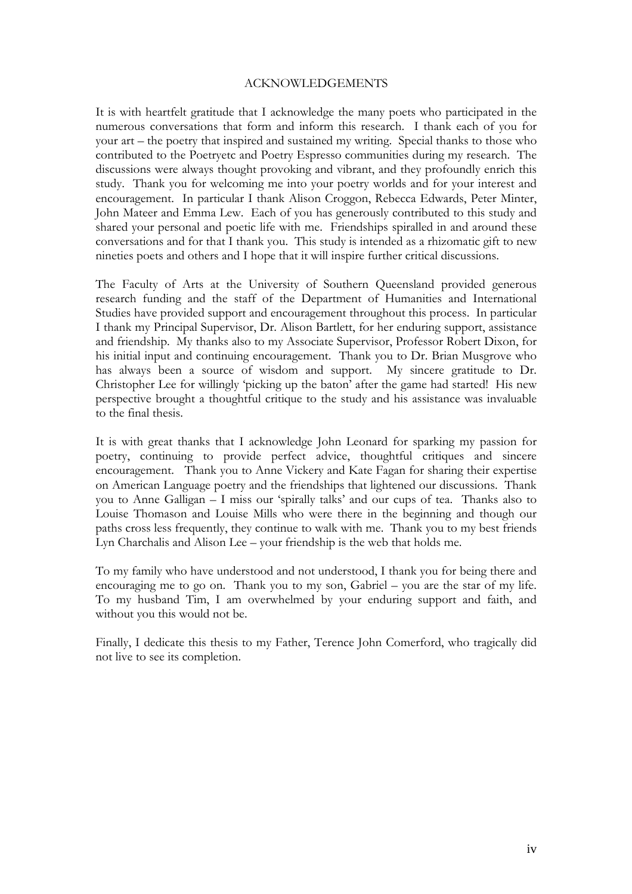# ACKNOWLEDGEMENTS

It is with heartfelt gratitude that I acknowledge the many poets who participated in the numerous conversations that form and inform this research. I thank each of you for your art – the poetry that inspired and sustained my writing. Special thanks to those who contributed to the Poetryetc and Poetry Espresso communities during my research. The discussions were always thought provoking and vibrant, and they profoundly enrich this study. Thank you for welcoming me into your poetry worlds and for your interest and encouragement. In particular I thank Alison Croggon, Rebecca Edwards, Peter Minter, John Mateer and Emma Lew. Each of you has generously contributed to this study and shared your personal and poetic life with me. Friendships spiralled in and around these conversations and for that I thank you. This study is intended as a rhizomatic gift to new nineties poets and others and I hope that it will inspire further critical discussions.

The Faculty of Arts at the University of Southern Queensland provided generous research funding and the staff of the Department of Humanities and International Studies have provided support and encouragement throughout this process. In particular I thank my Principal Supervisor, Dr. Alison Bartlett, for her enduring support, assistance and friendship. My thanks also to my Associate Supervisor, Professor Robert Dixon, for his initial input and continuing encouragement. Thank you to Dr. Brian Musgrove who has always been a source of wisdom and support. My sincere gratitude to Dr. Christopher Lee for willingly 'picking up the baton' after the game had started! His new perspective brought a thoughtful critique to the study and his assistance was invaluable to the final thesis.

It is with great thanks that I acknowledge John Leonard for sparking my passion for poetry, continuing to provide perfect advice, thoughtful critiques and sincere encouragement. Thank you to Anne Vickery and Kate Fagan for sharing their expertise on American Language poetry and the friendships that lightened our discussions. Thank you to Anne Galligan – I miss our 'spirally talks' and our cups of tea. Thanks also to Louise Thomason and Louise Mills who were there in the beginning and though our paths cross less frequently, they continue to walk with me. Thank you to my best friends Lyn Charchalis and Alison Lee – your friendship is the web that holds me.

To my family who have understood and not understood, I thank you for being there and encouraging me to go on. Thank you to my son, Gabriel – you are the star of my life. To my husband Tim, I am overwhelmed by your enduring support and faith, and without you this would not be.

Finally, I dedicate this thesis to my Father, Terence John Comerford, who tragically did not live to see its completion.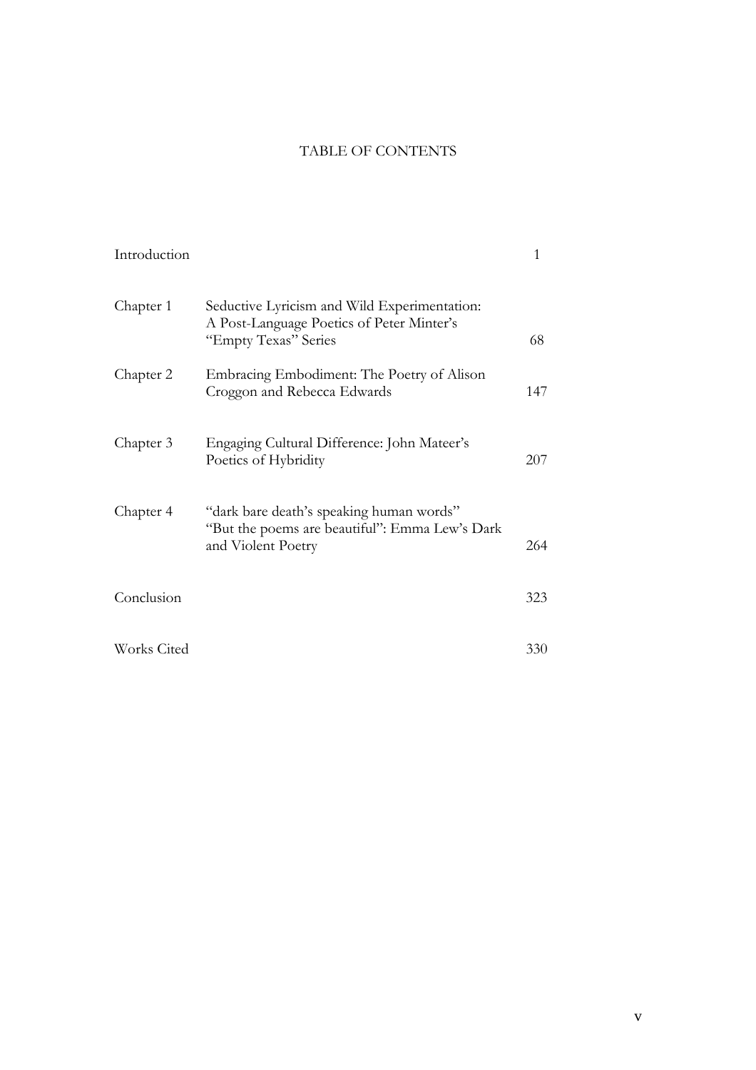# TABLE OF CONTENTS

| | | |
|---|---|---|
| Introduction | | 1 |
| Chapter 1 | Seductive Lyricism and Wild Experimentation: A Post-Language Poetics of Peter Minter's "Empty Texas" Series | 68 |
| Chapter 2 | Embracing Embodiment: The Poetry of Alison Croggon and Rebecca Edwards | 147 |
| Chapter 3 | Engaging Cultural Difference: John Mateer's Poetics of Hybridity | 207 |
| Chapter 4 | "dark bare death's speaking human words" "But the poems are beautiful": Emma Lew's Dark and Violent Poetry | 264 |
| Conclusion | | 323 |
| Works Cited | | 330 |